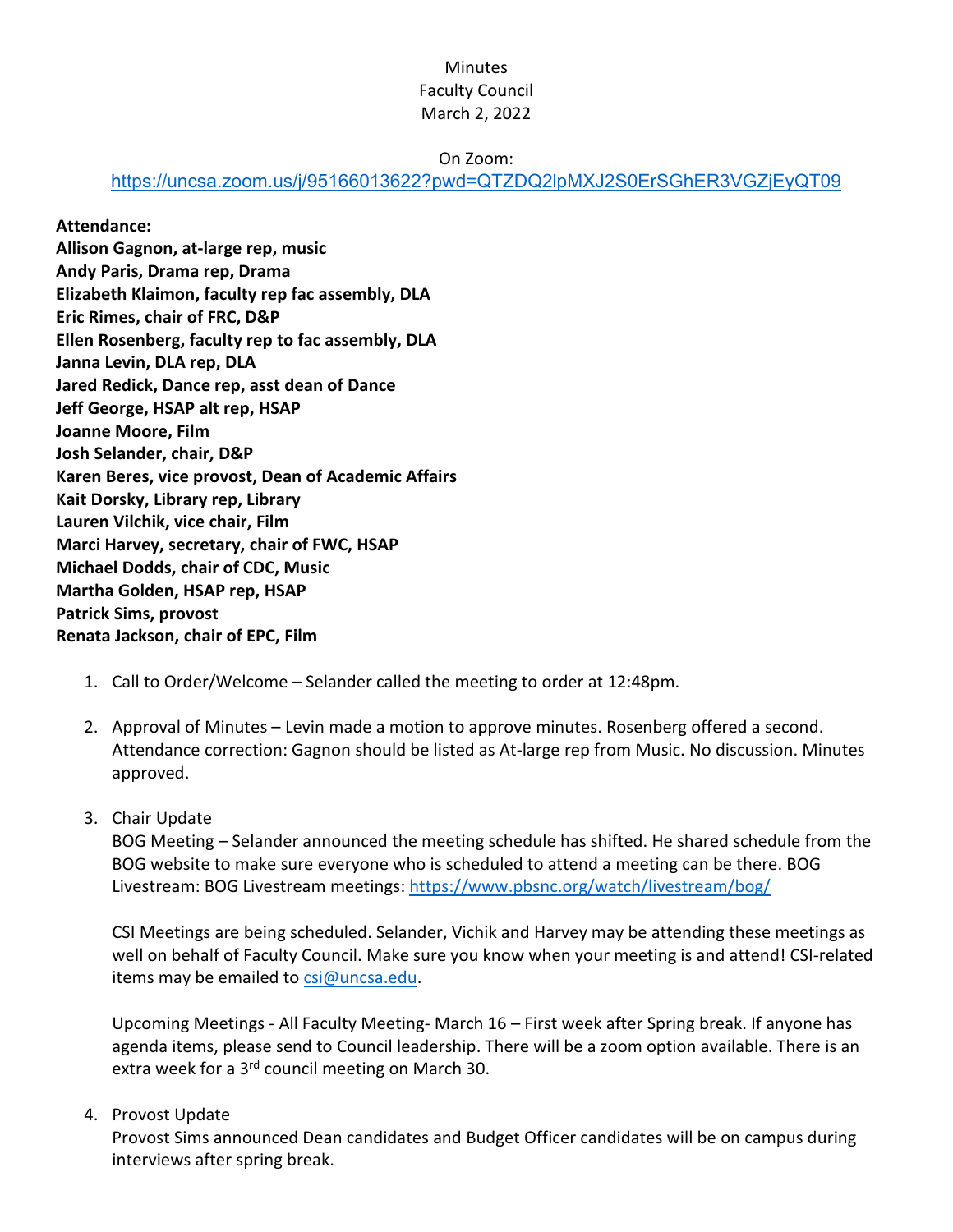Minutes
Faculty Council
March 2, 2022

On Zoom:
https://uncsa.zoom.us/j/95166013622?pwd=QTZDQ2lpMXJ2S0ErSGhER3VGZjEyQT09

**Attendance:**
**Allison Gagnon, at-large rep, music**
**Andy Paris, Drama rep, Drama**
**Elizabeth Klaimon, faculty rep fac assembly, DLA**
**Eric Rimes, chair of FRC, D&P**
**Ellen Rosenberg, faculty rep to fac assembly, DLA**
**Janna Levin, DLA rep, DLA**
**Jared Redick, Dance rep, asst dean of Dance**
**Jeff George, HSAP alt rep, HSAP**
**Joanne Moore, Film**
**Josh Selander, chair, D&P**
**Karen Beres, vice provost, Dean of Academic Affairs**
**Kait Dorsky, Library rep, Library**
**Lauren Vilchik, vice chair, Film**
**Marci Harvey, secretary, chair of FWC, HSAP**
**Michael Dodds, chair of CDC, Music**
**Martha Golden, HSAP rep, HSAP**
**Patrick Sims, provost**
**Renata Jackson, chair of EPC, Film**

1. Call to Order/Welcome – Selander called the meeting to order at 12:48pm.

2. Approval of Minutes – Levin made a motion to approve minutes. Rosenberg offered a second. Attendance correction: Gagnon should be listed as At-large rep from Music. No discussion. Minutes approved.

3. Chair Update

   BOG Meeting – Selander announced the meeting schedule has shifted. He shared schedule from the BOG website to make sure everyone who is scheduled to attend a meeting can be there. BOG Livestream: BOG Livestream meetings: https://www.pbsnc.org/watch/livestream/bog/

   CSI Meetings are being scheduled. Selander, Vichik and Harvey may be attending these meetings as well on behalf of Faculty Council. Make sure you know when your meeting is and attend! CSI-related items may be emailed to csi@uncsa.edu.

   Upcoming Meetings - All Faculty Meeting- March 16 – First week after Spring break. If anyone has agenda items, please send to Council leadership. There will be a zoom option available. There is an extra week for a 3rd council meeting on March 30.

4. Provost Update

   Provost Sims announced Dean candidates and Budget Officer candidates will be on campus during interviews after spring break.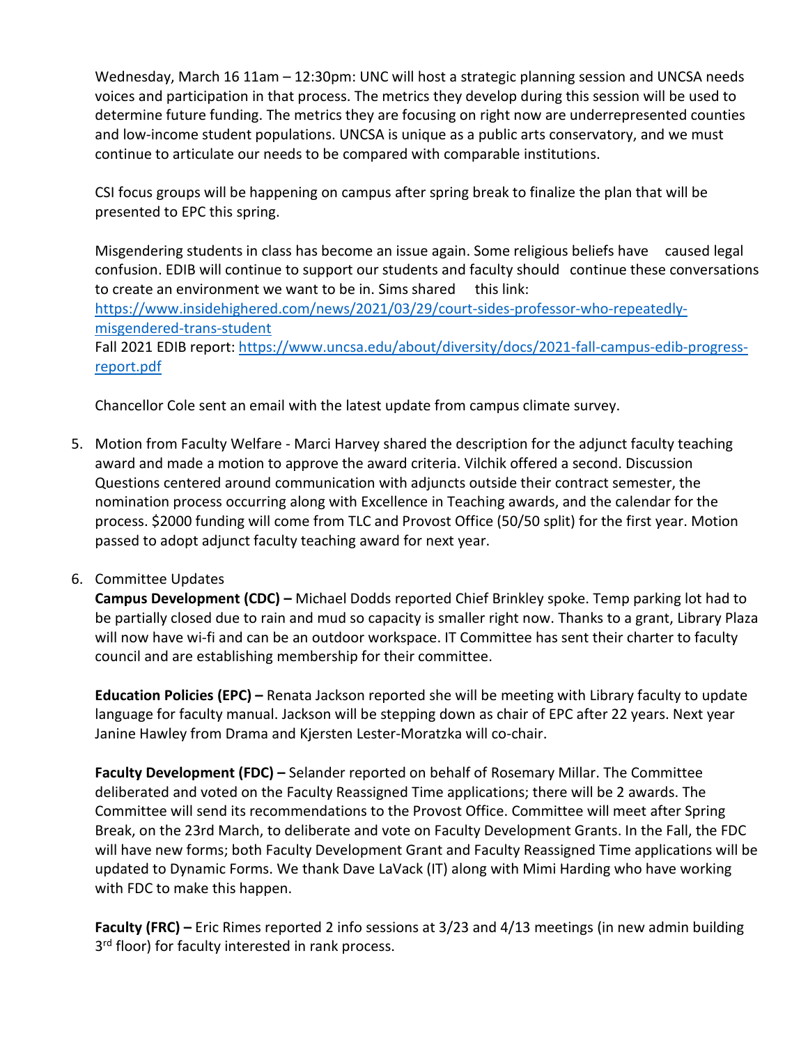Wednesday, March 16 11am – 12:30pm: UNC will host a strategic planning session and UNCSA needs voices and participation in that process. The metrics they develop during this session will be used to determine future funding. The metrics they are focusing on right now are underrepresented counties and low-income student populations. UNCSA is unique as a public arts conservatory, and we must continue to articulate our needs to be compared with comparable institutions.

CSI focus groups will be happening on campus after spring break to finalize the plan that will be presented to EPC this spring.

Misgendering students in class has become an issue again. Some religious beliefs have caused legal confusion. EDIB will continue to support our students and faculty should continue these conversations to create an environment we want to be in. Sims shared this link: https://www.insidehighered.com/news/2021/03/29/court-sides-professor-who-repeatedly-misgendered-trans-student
Fall 2021 EDIB report: https://www.uncsa.edu/about/diversity/docs/2021-fall-campus-edib-progress-report.pdf

Chancellor Cole sent an email with the latest update from campus climate survey.

5. Motion from Faculty Welfare - Marci Harvey shared the description for the adjunct faculty teaching award and made a motion to approve the award criteria. Vilchik offered a second. Discussion Questions centered around communication with adjuncts outside their contract semester, the nomination process occurring along with Excellence in Teaching awards, and the calendar for the process. $2000 funding will come from TLC and Provost Office (50/50 split) for the first year. Motion passed to adopt adjunct faculty teaching award for next year.

6. Committee Updates

   **Campus Development (CDC) –** Michael Dodds reported Chief Brinkley spoke. Temp parking lot had to be partially closed due to rain and mud so capacity is smaller right now. Thanks to a grant, Library Plaza will now have wi-fi and can be an outdoor workspace. IT Committee has sent their charter to faculty council and are establishing membership for their committee.

   **Education Policies (EPC) –** Renata Jackson reported she will be meeting with Library faculty to update language for faculty manual. Jackson will be stepping down as chair of EPC after 22 years. Next year Janine Hawley from Drama and Kjersten Lester-Moratzka will co-chair.

   **Faculty Development (FDC) –** Selander reported on behalf of Rosemary Millar. The Committee deliberated and voted on the Faculty Reassigned Time applications; there will be 2 awards. The Committee will send its recommendations to the Provost Office. Committee will meet after Spring Break, on the 23rd March, to deliberate and vote on Faculty Development Grants. In the Fall, the FDC will have new forms; both Faculty Development Grant and Faculty Reassigned Time applications will be updated to Dynamic Forms. We thank Dave LaVack (IT) along with Mimi Harding who have working with FDC to make this happen.

   **Faculty (FRC) –** Eric Rimes reported 2 info sessions at 3/23 and 4/13 meetings (in new admin building 3rd floor) for faculty interested in rank process.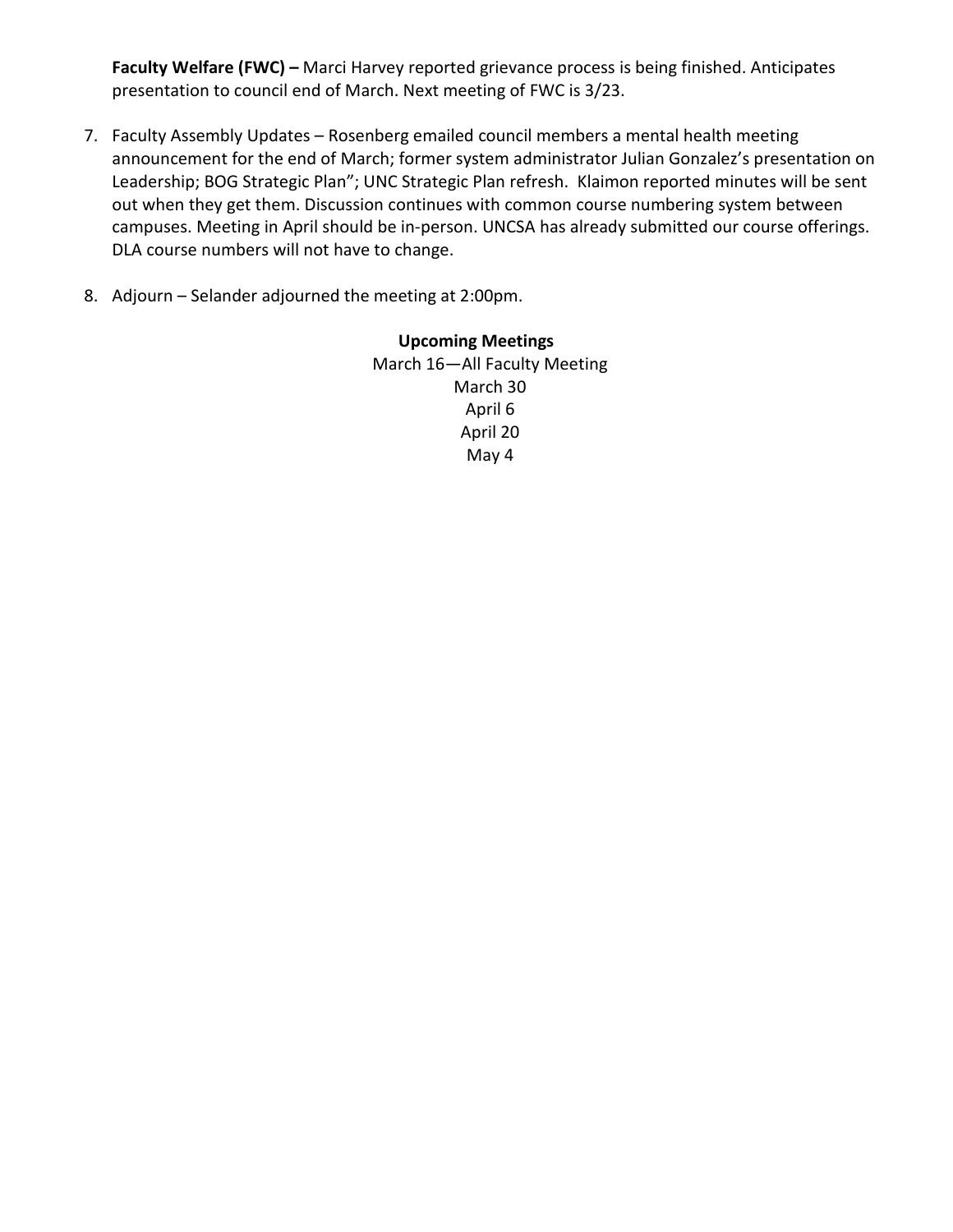**Faculty Welfare (FWC) –** Marci Harvey reported grievance process is being finished. Anticipates presentation to council end of March. Next meeting of FWC is 3/23.

7. Faculty Assembly Updates – Rosenberg emailed council members a mental health meeting announcement for the end of March; former system administrator Julian Gonzalez's presentation on Leadership; BOG Strategic Plan"; UNC Strategic Plan refresh. Klaimon reported minutes will be sent out when they get them. Discussion continues with common course numbering system between campuses. Meeting in April should be in-person. UNCSA has already submitted our course offerings. DLA course numbers will not have to change.

8. Adjourn – Selander adjourned the meeting at 2:00pm.

**Upcoming Meetings**

March 16—All Faculty Meeting
March 30
April 6
April 20
May 4